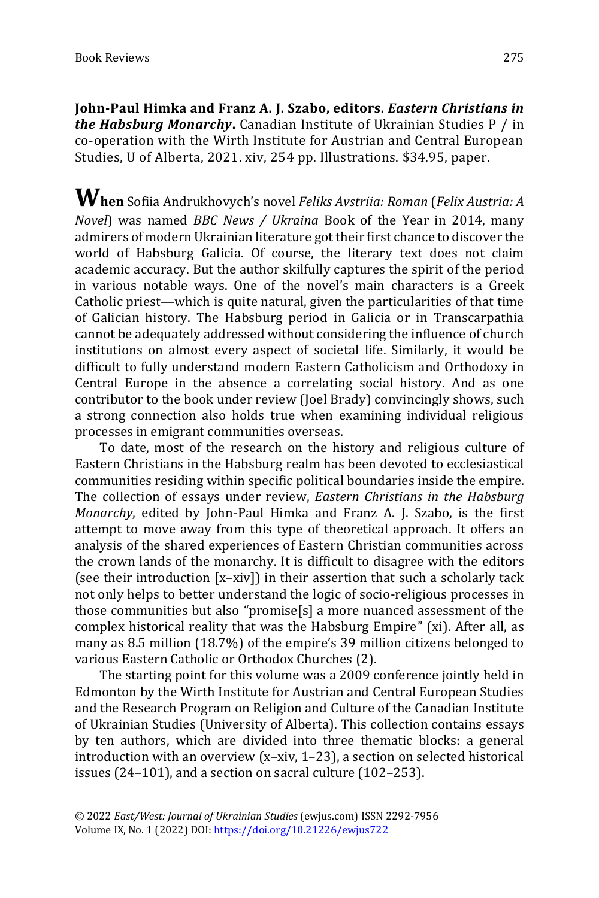**John-Paul Himka and Franz A. J. Szabo, editors. *Eastern Christians in the Habsburg Monarchy*.** Canadian Institute of Ukrainian Studies P / in co-operation with the Wirth Institute for Austrian and Central European Studies, U of Alberta, 2021. xiv, 254 pp. Illustrations. $34.95, paper.

**When** Sofiia Andrukhovych's novel *Feliks Avstriia: Roman* (*Felix Austria: A Novel*) was named *BBC News / Ukraina* Book of the Year in 2014, many admirers of modern Ukrainian literature got their first chance to discover the world of Habsburg Galicia. Of course, the literary text does not claim academic accuracy. But the author skilfully captures the spirit of the period in various notable ways. One of the novel's main characters is a Greek Catholic priest—which is quite natural, given the particularities of that time of Galician history. The Habsburg period in Galicia or in Transcarpathia cannot be adequately addressed without considering the influence of church institutions on almost every aspect of societal life. Similarly, it would be difficult to fully understand modern Eastern Catholicism and Orthodoxy in Central Europe in the absence a correlating social history. And as one contributor to the book under review (Joel Brady) convincingly shows, such a strong connection also holds true when examining individual religious processes in emigrant communities overseas.

To date, most of the research on the history and religious culture of Eastern Christians in the Habsburg realm has been devoted to ecclesiastical communities residing within specific political boundaries inside the empire. The collection of essays under review, *Eastern Christians in the Habsburg Monarchy*, edited by John-Paul Himka and Franz A. J. Szabo, is the first attempt to move away from this type of theoretical approach. It offers an analysis of the shared experiences of Eastern Christian communities across the crown lands of the monarchy. It is difficult to disagree with the editors (see their introduction [x–xiv]) in their assertion that such a scholarly tack not only helps to better understand the logic of socio-religious processes in those communities but also "promise[s] a more nuanced assessment of the complex historical reality that was the Habsburg Empire" (xi). After all, as many as 8.5 million (18.7%) of the empire's 39 million citizens belonged to various Eastern Catholic or Orthodox Churches (2).

The starting point for this volume was a 2009 conference jointly held in Edmonton by the Wirth Institute for Austrian and Central European Studies and the Research Program on Religion and Culture of the Canadian Institute of Ukrainian Studies (University of Alberta). This collection contains essays by ten authors, which are divided into three thematic blocks: a general introduction with an overview (x–xiv, 1–23), a section on selected historical issues (24–101), and a section on sacral culture (102–253).

© 2022 *East/West: Journal of Ukrainian Studies* (ewjus.com) ISSN 2292-7956
Volume IX, No. 1 (2022) DOI: https://doi.org/10.21226/ewjus722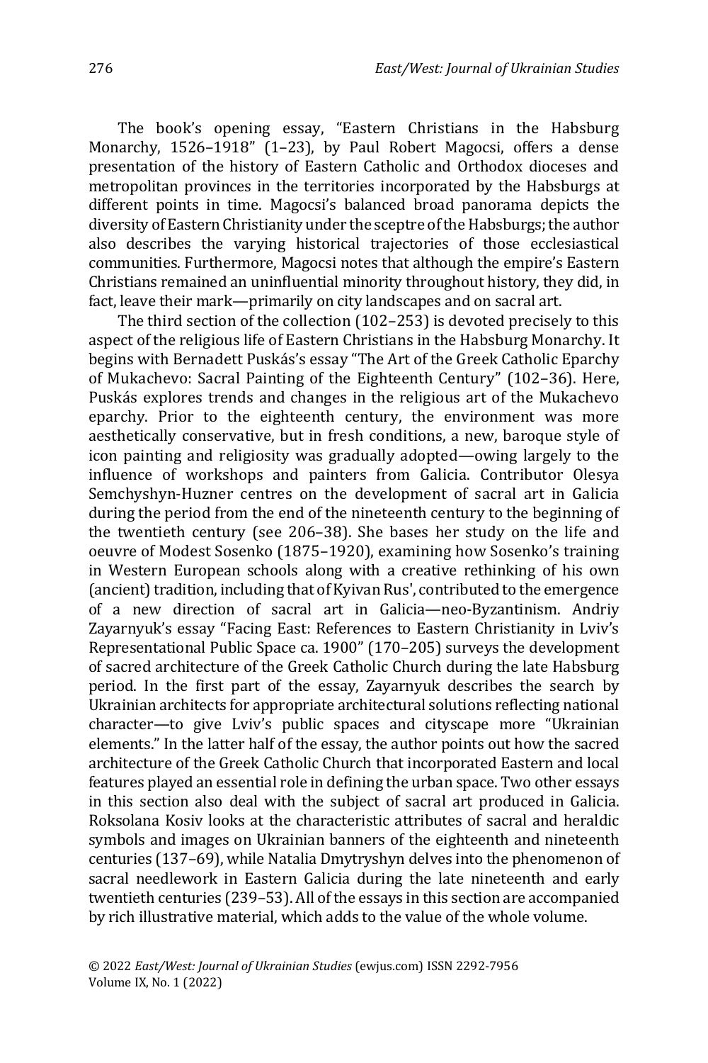The book's opening essay, "Eastern Christians in the Habsburg Monarchy, 1526–1918" (1–23), by Paul Robert Magocsi, offers a dense presentation of the history of Eastern Catholic and Orthodox dioceses and metropolitan provinces in the territories incorporated by the Habsburgs at different points in time. Magocsi's balanced broad panorama depicts the diversity of Eastern Christianity under the sceptre of the Habsburgs; the author also describes the varying historical trajectories of those ecclesiastical communities. Furthermore, Magocsi notes that although the empire's Eastern Christians remained an uninfluential minority throughout history, they did, in fact, leave their mark—primarily on city landscapes and on sacral art.

The third section of the collection (102–253) is devoted precisely to this aspect of the religious life of Eastern Christians in the Habsburg Monarchy. It begins with Bernadett Puskás's essay "The Art of the Greek Catholic Eparchy of Mukachevo: Sacral Painting of the Eighteenth Century" (102–36). Here, Puskás explores trends and changes in the religious art of the Mukachevo eparchy. Prior to the eighteenth century, the environment was more aesthetically conservative, but in fresh conditions, a new, baroque style of icon painting and religiosity was gradually adopted—owing largely to the influence of workshops and painters from Galicia. Contributor Olesya Semchyshyn-Huzner centres on the development of sacral art in Galicia during the period from the end of the nineteenth century to the beginning of the twentieth century (see 206–38). She bases her study on the life and oeuvre of Modest Sosenko (1875–1920), examining how Sosenko's training in Western European schools along with a creative rethinking of his own (ancient) tradition, including that of Kyivan Rus', contributed to the emergence of a new direction of sacral art in Galicia—neo-Byzantinism. Andriy Zayarnyuk's essay "Facing East: References to Eastern Christianity in Lviv's Representational Public Space ca. 1900" (170–205) surveys the development of sacred architecture of the Greek Catholic Church during the late Habsburg period. In the first part of the essay, Zayarnyuk describes the search by Ukrainian architects for appropriate architectural solutions reflecting national character—to give Lviv's public spaces and cityscape more "Ukrainian elements." In the latter half of the essay, the author points out how the sacred architecture of the Greek Catholic Church that incorporated Eastern and local features played an essential role in defining the urban space. Two other essays in this section also deal with the subject of sacral art produced in Galicia. Roksolana Kosiv looks at the characteristic attributes of sacral and heraldic symbols and images on Ukrainian banners of the eighteenth and nineteenth centuries (137–69), while Natalia Dmytryshyn delves into the phenomenon of sacral needlework in Eastern Galicia during the late nineteenth and early twentieth centuries (239–53). All of the essays in this section are accompanied by rich illustrative material, which adds to the value of the whole volume.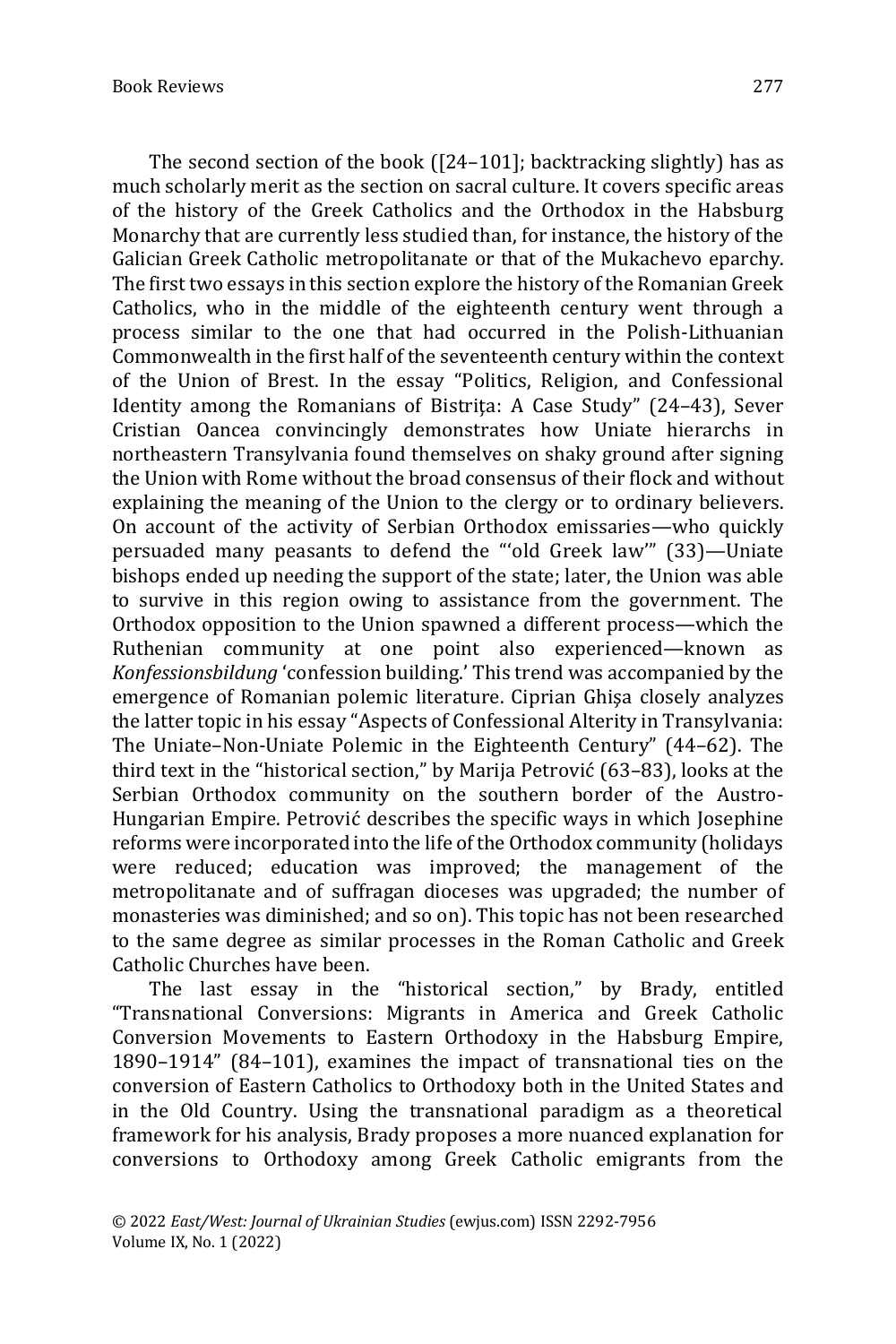The second section of the book ([24–101]; backtracking slightly) has as much scholarly merit as the section on sacral culture. It covers specific areas of the history of the Greek Catholics and the Orthodox in the Habsburg Monarchy that are currently less studied than, for instance, the history of the Galician Greek Catholic metropolitanate or that of the Mukachevo eparchy. The first two essays in this section explore the history of the Romanian Greek Catholics, who in the middle of the eighteenth century went through a process similar to the one that had occurred in the Polish-Lithuanian Commonwealth in the first half of the seventeenth century within the context of the Union of Brest. In the essay "Politics, Religion, and Confessional Identity among the Romanians of Bistrița: A Case Study" (24–43), Sever Cristian Oancea convincingly demonstrates how Uniate hierarchs in northeastern Transylvania found themselves on shaky ground after signing the Union with Rome without the broad consensus of their flock and without explaining the meaning of the Union to the clergy or to ordinary believers. On account of the activity of Serbian Orthodox emissaries—who quickly persuaded many peasants to defend the "'old Greek law'" (33)—Uniate bishops ended up needing the support of the state; later, the Union was able to survive in this region owing to assistance from the government. The Orthodox opposition to the Union spawned a different process—which the Ruthenian community at one point also experienced—known as *Konfessionsbildung* 'confession building.' This trend was accompanied by the emergence of Romanian polemic literature. Ciprian Ghișa closely analyzes the latter topic in his essay "Aspects of Confessional Alterity in Transylvania: The Uniate–Non-Uniate Polemic in the Eighteenth Century" (44–62). The third text in the "historical section," by Marija Petrović (63–83), looks at the Serbian Orthodox community on the southern border of the Austro-Hungarian Empire. Petrović describes the specific ways in which Josephine reforms were incorporated into the life of the Orthodox community (holidays were reduced; education was improved; the management of the metropolitanate and of suffragan dioceses was upgraded; the number of monasteries was diminished; and so on). This topic has not been researched to the same degree as similar processes in the Roman Catholic and Greek Catholic Churches have been.

The last essay in the "historical section," by Brady, entitled "Transnational Conversions: Migrants in America and Greek Catholic Conversion Movements to Eastern Orthodoxy in the Habsburg Empire, 1890–1914" (84–101), examines the impact of transnational ties on the conversion of Eastern Catholics to Orthodoxy both in the United States and in the Old Country. Using the transnational paradigm as a theoretical framework for his analysis, Brady proposes a more nuanced explanation for conversions to Orthodoxy among Greek Catholic emigrants from the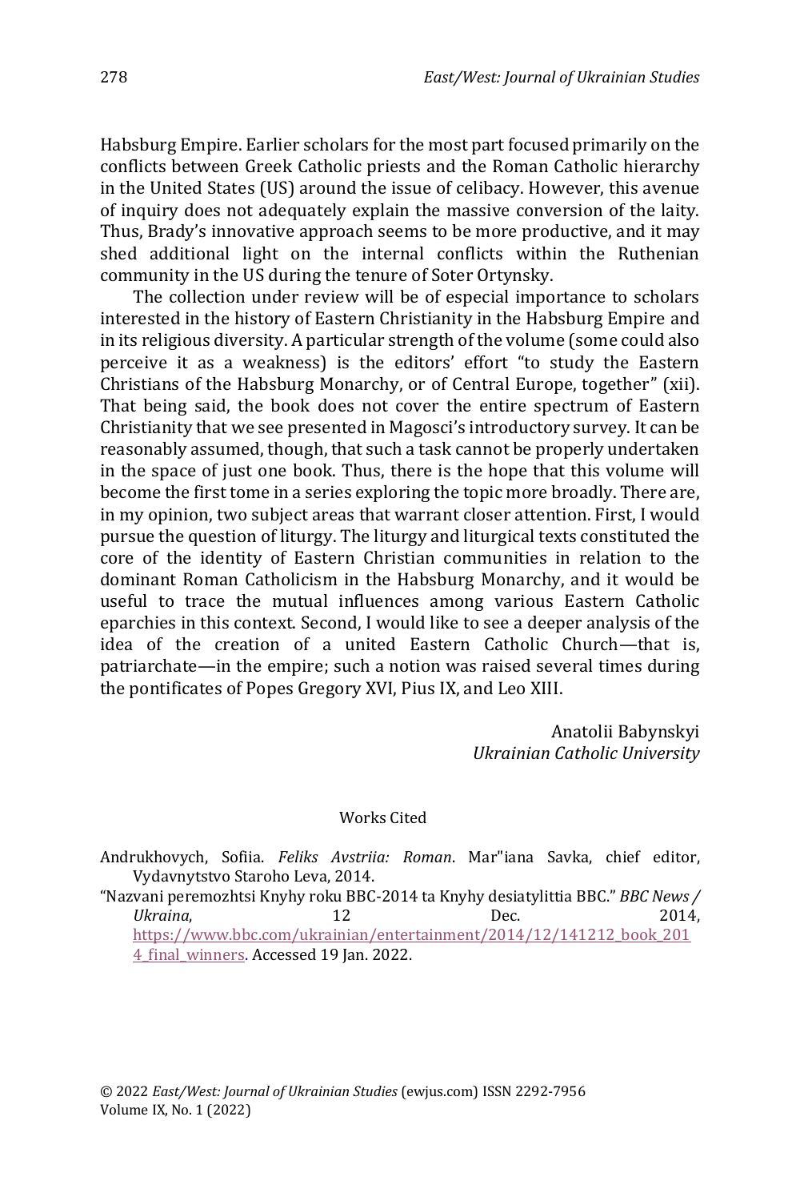Habsburg Empire. Earlier scholars for the most part focused primarily on the conflicts between Greek Catholic priests and the Roman Catholic hierarchy in the United States (US) around the issue of celibacy. However, this avenue of inquiry does not adequately explain the massive conversion of the laity. Thus, Brady's innovative approach seems to be more productive, and it may shed additional light on the internal conflicts within the Ruthenian community in the US during the tenure of Soter Ortynsky.

The collection under review will be of especial importance to scholars interested in the history of Eastern Christianity in the Habsburg Empire and in its religious diversity. A particular strength of the volume (some could also perceive it as a weakness) is the editors' effort "to study the Eastern Christians of the Habsburg Monarchy, or of Central Europe, together" (xii). That being said, the book does not cover the entire spectrum of Eastern Christianity that we see presented in Magosci's introductory survey. It can be reasonably assumed, though, that such a task cannot be properly undertaken in the space of just one book. Thus, there is the hope that this volume will become the first tome in a series exploring the topic more broadly. There are, in my opinion, two subject areas that warrant closer attention. First, I would pursue the question of liturgy. The liturgy and liturgical texts constituted the core of the identity of Eastern Christian communities in relation to the dominant Roman Catholicism in the Habsburg Monarchy, and it would be useful to trace the mutual influences among various Eastern Catholic eparchies in this context. Second, I would like to see a deeper analysis of the idea of the creation of a united Eastern Catholic Church—that is, patriarchate—in the empire; such a notion was raised several times during the pontificates of Popes Gregory XVI, Pius IX, and Leo XIII.

Anatolii Babynskyi
*Ukrainian Catholic University*

## Works Cited

Andrukhovych, Sofiia. *Feliks Avstriia: Roman*. Mar"iana Savka, chief editor, Vydavnytstvo Staroho Leva, 2014.

"Nazvani peremozhtsi Knyhy roku BBC-2014 ta Knyhy desiatylittia BBC." *BBC News / Ukraina*, 12 Dec. 2014, https://www.bbc.com/ukrainian/entertainment/2014/12/141212_book_2014_final_winners. Accessed 19 Jan. 2022.